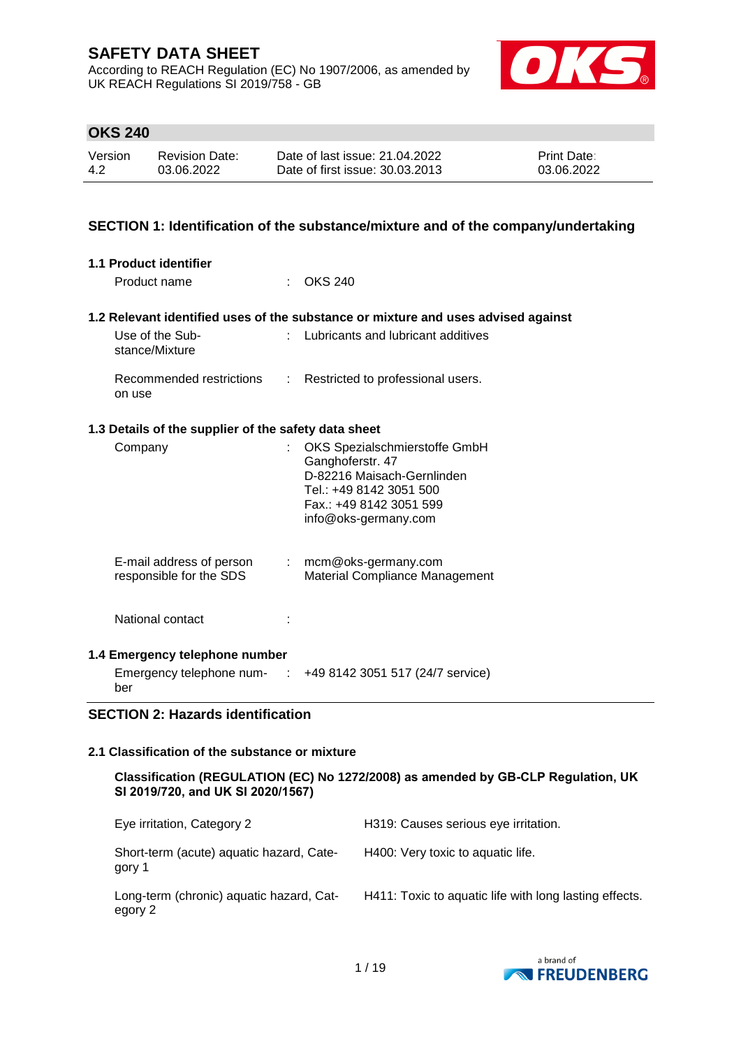# SAFETY DATA SHEET

According to REACH Regulation (EC) No 1907/2006, as amended by UK REACH Regulations SI 2019/758 - GB

## OKS 240

| Version | Revision Date: | Date of last issue: 21.04.2022 | Print Date: |
|---|---|---|---|
| 4.2 | 03.06.2022 | Date of first issue: 30.03.2013 | 03.06.2022 |

## SECTION 1: Identification of the substance/mixture and of the company/undertaking

### 1.1 Product identifier

Product name : OKS 240

### 1.2 Relevant identified uses of the substance or mixture and uses advised against

Use of the Substance/Mixture : Lubricants and lubricant additives

Recommended restrictions on use : Restricted to professional users.

### 1.3 Details of the supplier of the safety data sheet

Company : OKS Spezialschmierstoffe GmbH
Ganghoferstr. 47
D-82216 Maisach-Gernlinden
Tel.: +49 8142 3051 500
Fax.: +49 8142 3051 599
info@oks-germany.com

E-mail address of person responsible for the SDS : mcm@oks-germany.com
Material Compliance Management

National contact :

### 1.4 Emergency telephone number

Emergency telephone number : +49 8142 3051 517 (24/7 service)

## SECTION 2: Hazards identification

### 2.1 Classification of the substance or mixture

**Classification (REGULATION (EC) No 1272/2008) as amended by GB-CLP Regulation, UK SI 2019/720, and UK SI 2020/1567)**

| | |
|---|---|
| Eye irritation, Category 2 | H319: Causes serious eye irritation. |
| Short-term (acute) aquatic hazard, Category 1 | H400: Very toxic to aquatic life. |
| Long-term (chronic) aquatic hazard, Category 2 | H411: Toxic to aquatic life with long lasting effects. |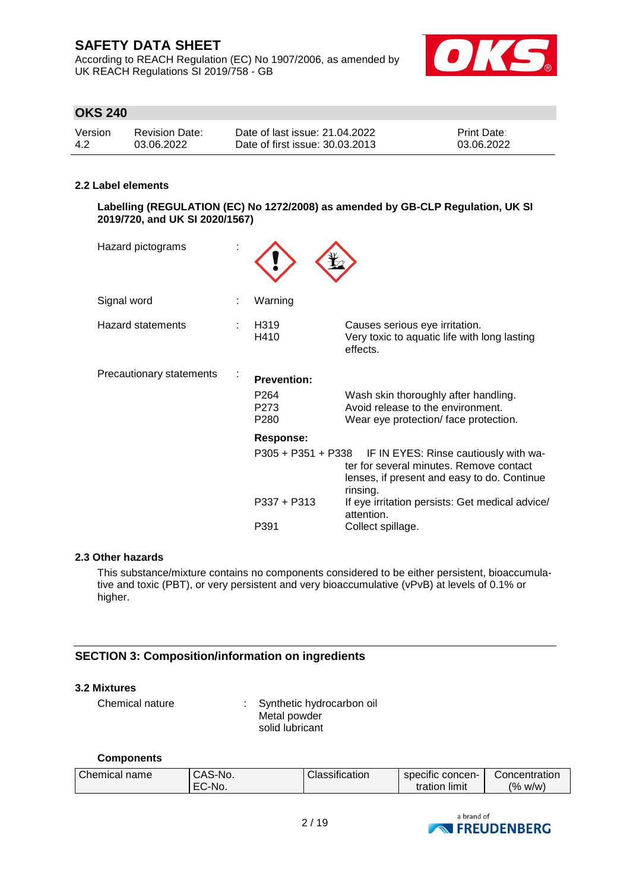### 2.2 Label elements

**Labelling (REGULATION (EC) No 1272/2008) as amended by GB-CLP Regulation, UK SI 2019/720, and UK SI 2020/1567)**

Hazard pictograms :

Signal word : Warning

Hazard statements :

| | |
|---|---|
| H319 | Causes serious eye irritation. |
| H410 | Very toxic to aquatic life with long lasting effects. |

Precautionary statements :

**Prevention:**

| | |
|---|---|
| P264 | Wash skin thoroughly after handling. |
| P273 | Avoid release to the environment. |
| P280 | Wear eye protection/ face protection. |

**Response:**

| | |
|---|---|
| P305 + P351 + P338 | IF IN EYES: Rinse cautiously with water for several minutes. Remove contact lenses, if present and easy to do. Continue rinsing. |
| P337 + P313 | If eye irritation persists: Get medical advice/ attention. |
| P391 | Collect spillage. |

### 2.3 Other hazards

This substance/mixture contains no components considered to be either persistent, bioaccumulative and toxic (PBT), or very persistent and very bioaccumulative (vPvB) at levels of 0.1% or higher.

## SECTION 3: Composition/information on ingredients

### 3.2 Mixtures

Chemical nature : Synthetic hydrocarbon oil
Metal powder
solid lubricant

**Components**

| Chemical name | CAS-No.<br>EC-No. | Classification | specific concentration limit | Concentration (% w/w) |
|---|---|---|---|---|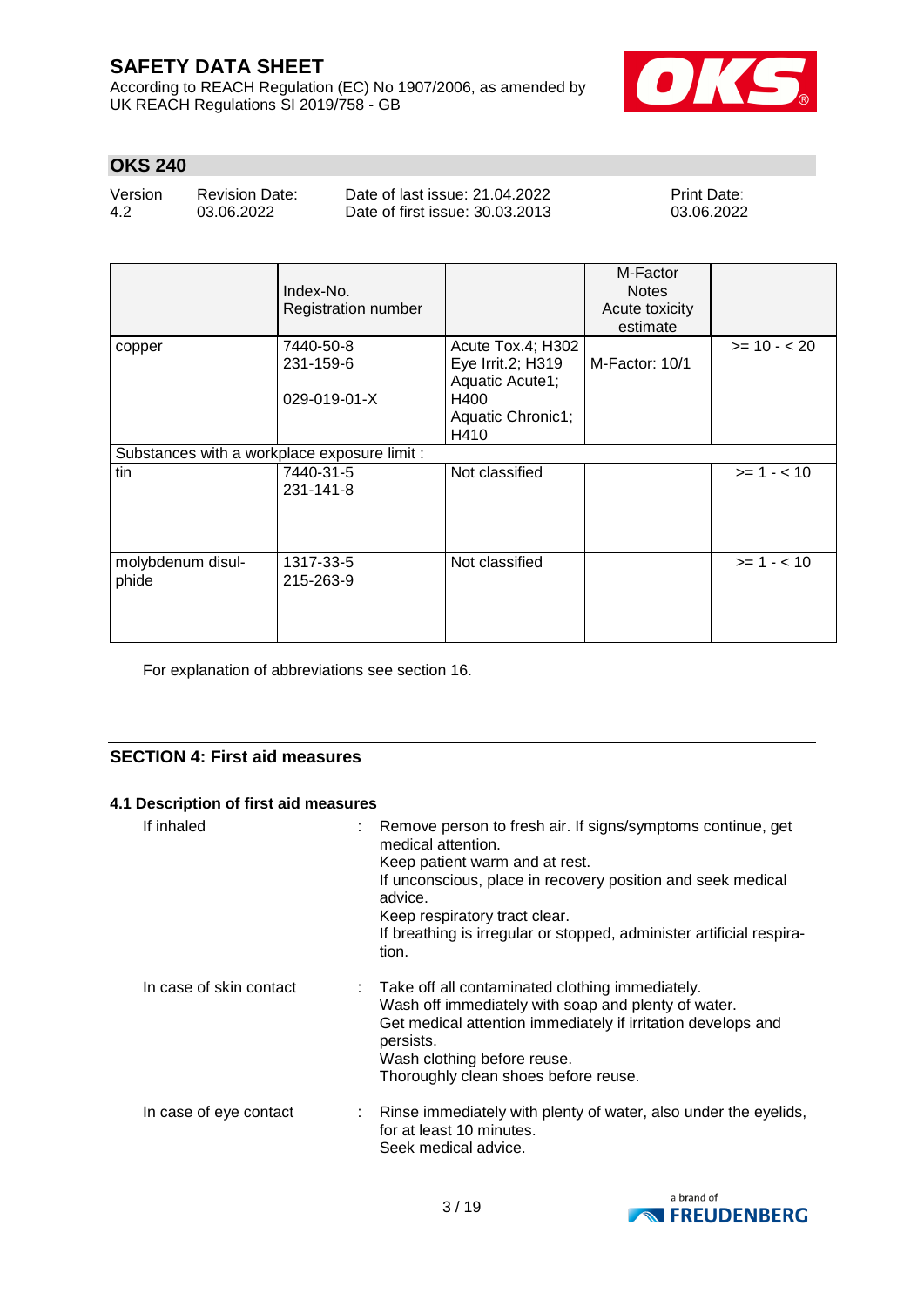## OKS 240

| Version 4.2 | Revision Date: 03.06.2022 | Date of last issue: 21.04.2022<br>Date of first issue: 30.03.2013 | Print Date: 03.06.2022 |
|---|---|---|---|

| | Index-No.<br>Registration number | | M-Factor<br>Notes<br>Acute toxicity estimate | |
|---|---|---|---|---|
| copper | 7440-50-8<br>231-159-6<br><br>029-019-01-X | Acute Tox.4; H302<br>Eye Irrit.2; H319<br>Aquatic Acute1; H400<br>Aquatic Chronic1; H410 | M-Factor: 10/1 | >= 10 - < 20 |
| Substances with a workplace exposure limit : | | | | |
| tin | 7440-31-5<br>231-141-8 | Not classified | | >= 1 - < 10 |
| molybdenum disulphide | 1317-33-5<br>215-263-9 | Not classified | | >= 1 - < 10 |

For explanation of abbreviations see section 16.

## SECTION 4: First aid measures

### 4.1 Description of first aid measures

If inhaled : Remove person to fresh air. If signs/symptoms continue, get medical attention.
Keep patient warm and at rest.
If unconscious, place in recovery position and seek medical advice.
Keep respiratory tract clear.
If breathing is irregular or stopped, administer artificial respiration.

In case of skin contact : Take off all contaminated clothing immediately.
Wash off immediately with soap and plenty of water.
Get medical attention immediately if irritation develops and persists.
Wash clothing before reuse.
Thoroughly clean shoes before reuse.

In case of eye contact : Rinse immediately with plenty of water, also under the eyelids, for at least 10 minutes.
Seek medical advice.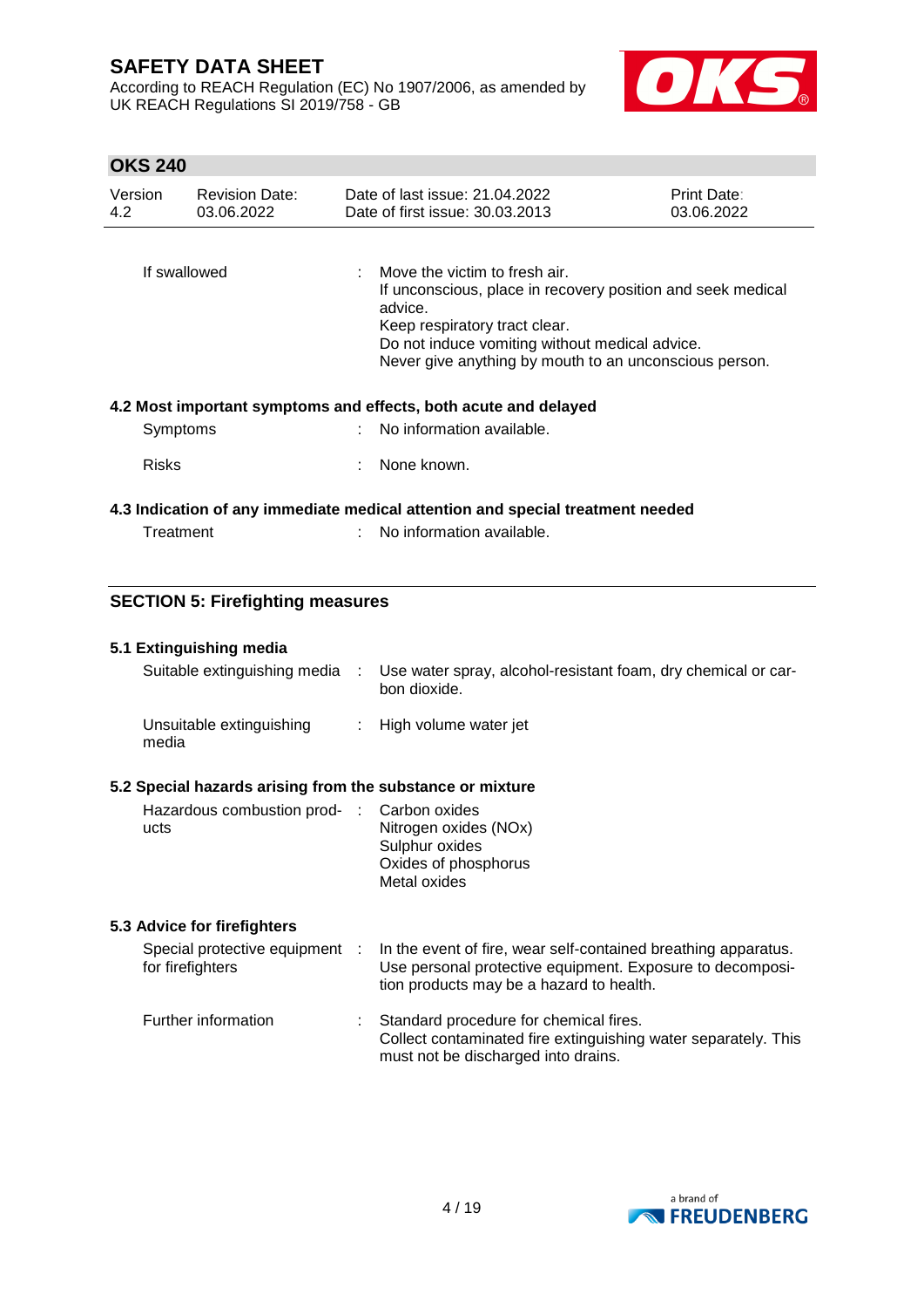| | | |
|---|---|---|
| If swallowed | : | Move the victim to fresh air.<br>If unconscious, place in recovery position and seek medical advice.<br>Keep respiratory tract clear.<br>Do not induce vomiting without medical advice.<br>Never give anything by mouth to an unconscious person. |

### 4.2 Most important symptoms and effects, both acute and delayed

| | | |
|---|---|---|
| Symptoms | : | No information available. |
| Risks | : | None known. |

### 4.3 Indication of any immediate medical attention and special treatment needed

| | | |
|---|---|---|
| Treatment | : | No information available. |

## SECTION 5: Firefighting measures

### 5.1 Extinguishing media

| | | |
|---|---|---|
| Suitable extinguishing media | : | Use water spray, alcohol-resistant foam, dry chemical or carbon dioxide. |
| Unsuitable extinguishing media | : | High volume water jet |

### 5.2 Special hazards arising from the substance or mixture

| | | |
|---|---|---|
| Hazardous combustion products | : | Carbon oxides<br>Nitrogen oxides (NOx)<br>Sulphur oxides<br>Oxides of phosphorus<br>Metal oxides |

### 5.3 Advice for firefighters

| | | |
|---|---|---|
| Special protective equipment for firefighters | : | In the event of fire, wear self-contained breathing apparatus.<br>Use personal protective equipment. Exposure to decomposition products may be a hazard to health. |
| Further information | : | Standard procedure for chemical fires.<br>Collect contaminated fire extinguishing water separately. This must not be discharged into drains. |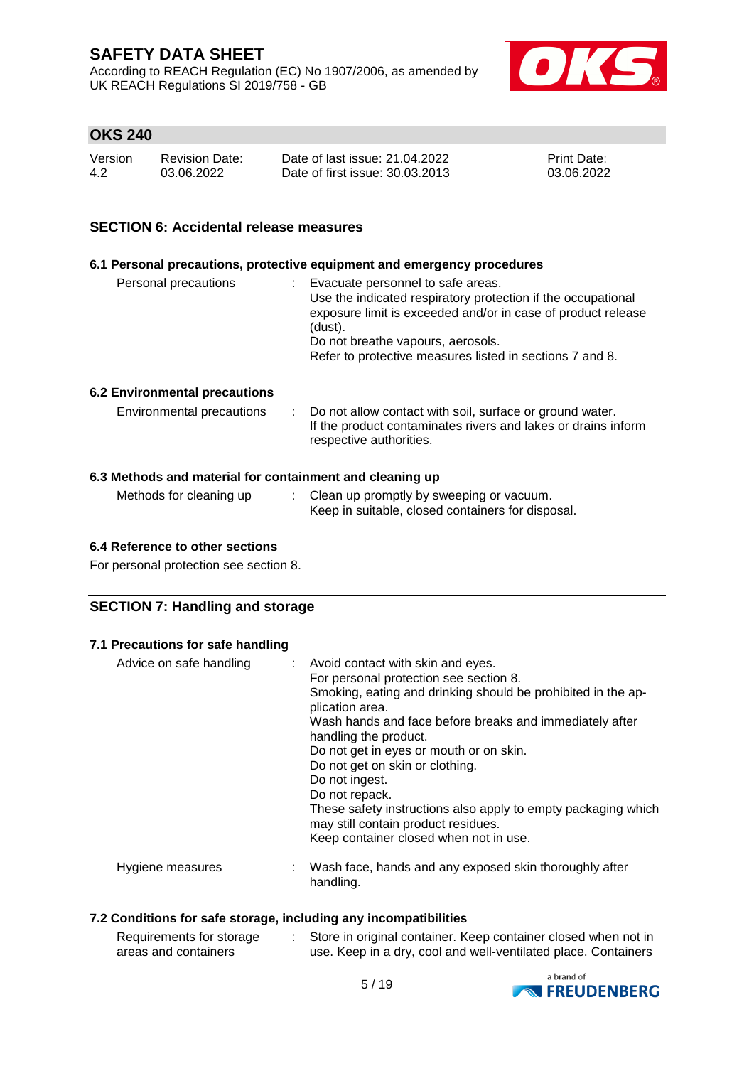## SECTION 6: Accidental release measures

### 6.1 Personal precautions, protective equipment and emergency procedures

| | | |
|---|---|---|
| Personal precautions | : | Evacuate personnel to safe areas.<br>Use the indicated respiratory protection if the occupational exposure limit is exceeded and/or in case of product release (dust).<br>Do not breathe vapours, aerosols.<br>Refer to protective measures listed in sections 7 and 8. |

### 6.2 Environmental precautions

| | | |
|---|---|---|
| Environmental precautions | : | Do not allow contact with soil, surface or ground water.<br>If the product contaminates rivers and lakes or drains inform respective authorities. |

### 6.3 Methods and material for containment and cleaning up

| | | |
|---|---|---|
| Methods for cleaning up | : | Clean up promptly by sweeping or vacuum.<br>Keep in suitable, closed containers for disposal. |

### 6.4 Reference to other sections

For personal protection see section 8.

## SECTION 7: Handling and storage

### 7.1 Precautions for safe handling

| | | |
|---|---|---|
| Advice on safe handling | : | Avoid contact with skin and eyes.<br>For personal protection see section 8.<br>Smoking, eating and drinking should be prohibited in the application area.<br>Wash hands and face before breaks and immediately after handling the product.<br>Do not get in eyes or mouth or on skin.<br>Do not get on skin or clothing.<br>Do not ingest.<br>Do not repack.<br>These safety instructions also apply to empty packaging which may still contain product residues.<br>Keep container closed when not in use. |
| Hygiene measures | : | Wash face, hands and any exposed skin thoroughly after handling. |

### 7.2 Conditions for safe storage, including any incompatibilities

| | | |
|---|---|---|
| Requirements for storage areas and containers | : | Store in original container. Keep container closed when not in use. Keep in a dry, cool and well-ventilated place. Containers |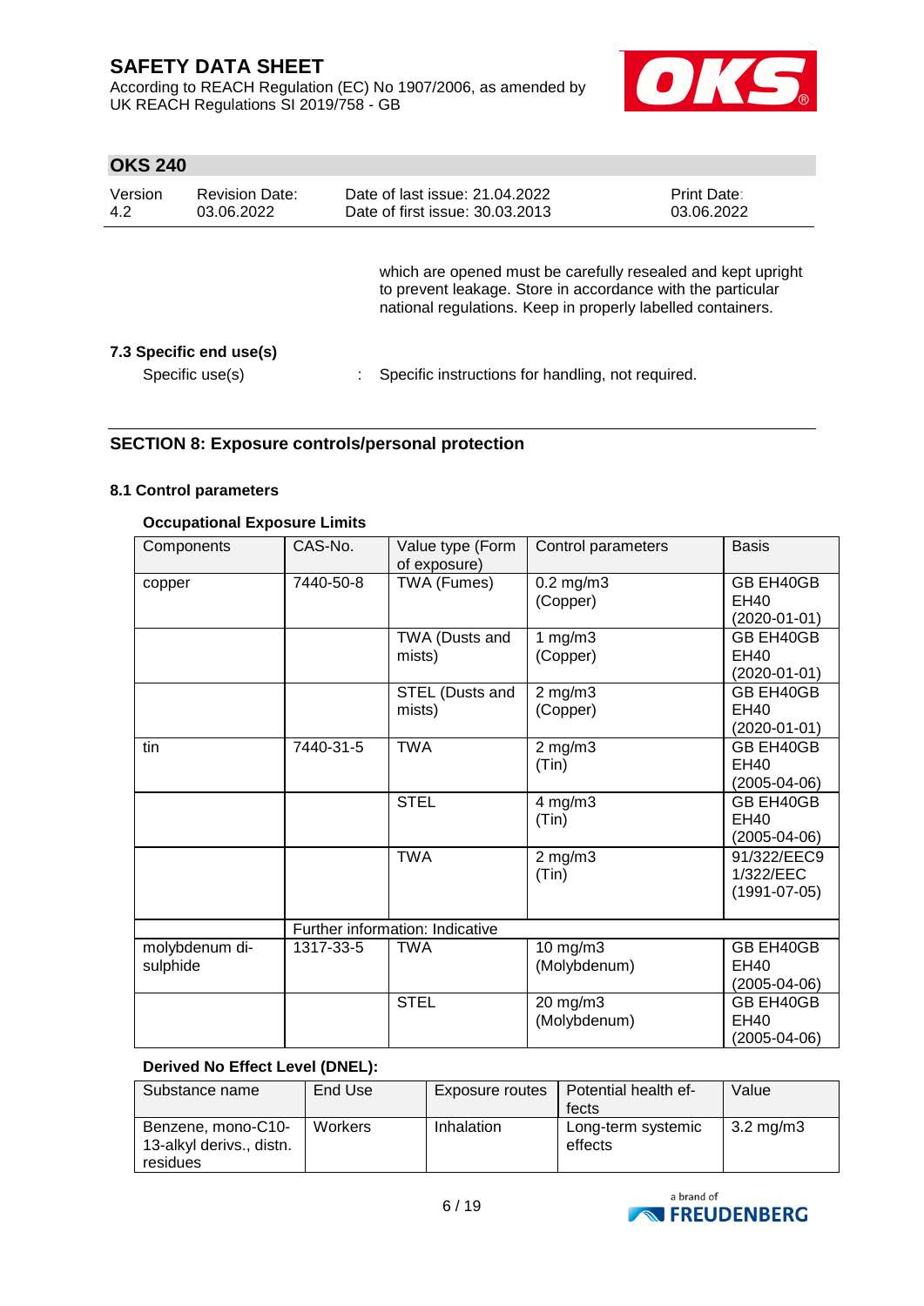which are opened must be carefully resealed and kept upright to prevent leakage. Store in accordance with the particular national regulations. Keep in properly labelled containers.

### 7.3 Specific end use(s)

Specific use(s) : Specific instructions for handling, not required.

## SECTION 8: Exposure controls/personal protection

### 8.1 Control parameters

**Occupational Exposure Limits**

| Components | CAS-No. | Value type (Form of exposure) | Control parameters | Basis |
|---|---|---|---|---|
| copper | 7440-50-8 | TWA (Fumes) | 0.2 mg/m3 (Copper) | GB EH40GB EH40 (2020-01-01) |
| | | TWA (Dusts and mists) | 1 mg/m3 (Copper) | GB EH40GB EH40 (2020-01-01) |
| | | STEL (Dusts and mists) | 2 mg/m3 (Copper) | GB EH40GB EH40 (2020-01-01) |
| tin | 7440-31-5 | TWA | 2 mg/m3 (Tin) | GB EH40GB EH40 (2005-04-06) |
| | | STEL | 4 mg/m3 (Tin) | GB EH40GB EH40 (2005-04-06) |
| | | TWA | 2 mg/m3 (Tin) | 91/322/EEC91/322/EEC (1991-07-05) |
| | Further information: Indicative | | | |
| molybdenum disulphide | 1317-33-5 | TWA | 10 mg/m3 (Molybdenum) | GB EH40GB EH40 (2005-04-06) |
| | | STEL | 20 mg/m3 (Molybdenum) | GB EH40GB EH40 (2005-04-06) |

**Derived No Effect Level (DNEL):**

| Substance name | End Use | Exposure routes | Potential health effects | Value |
|---|---|---|---|---|
| Benzene, mono-C10-13-alkyl derivs., distn. residues | Workers | Inhalation | Long-term systemic effects | 3.2 mg/m3 |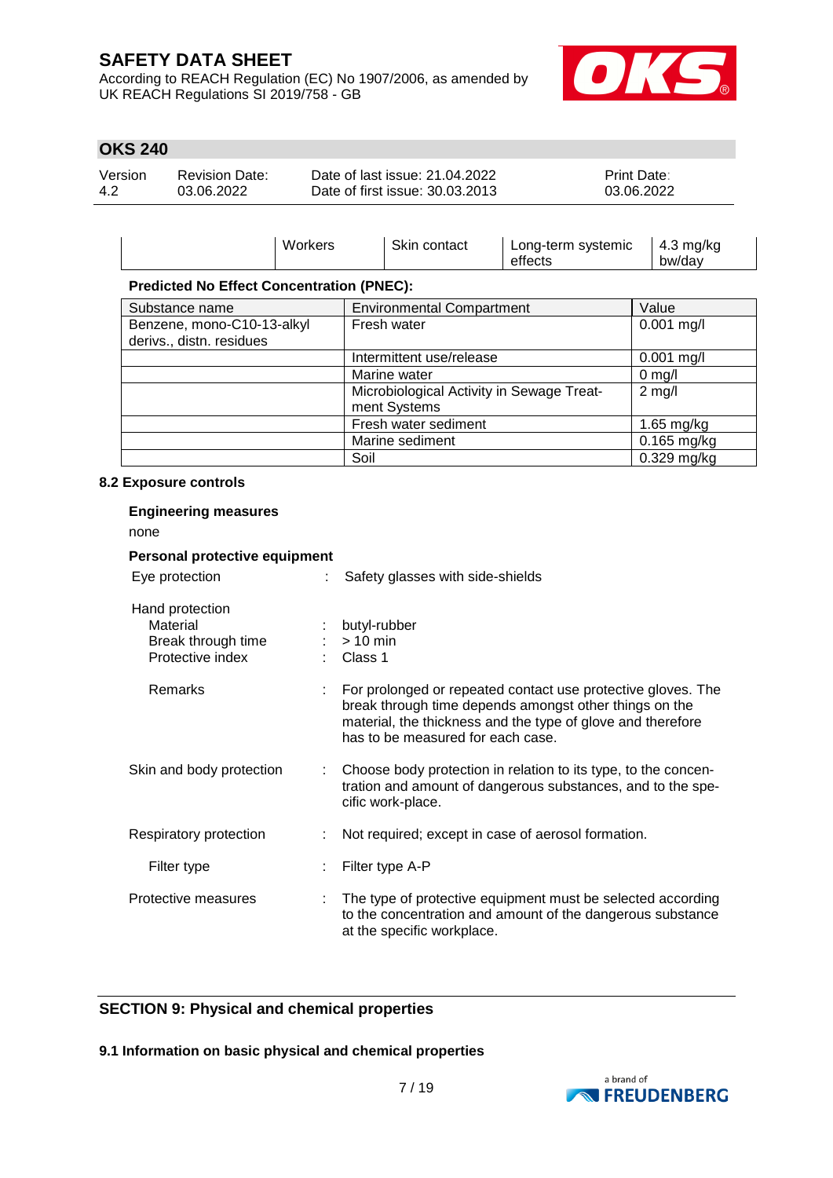| | Workers | Skin contact | Long-term systemic effects | 4.3 mg/kg bw/day |
|---|---|---|---|---|

**Predicted No Effect Concentration (PNEC):**

| Substance name | Environmental Compartment | Value |
|---|---|---|
| Benzene, mono-C10-13-alkyl derivs., distn. residues | Fresh water | 0.001 mg/l |
| | Intermittent use/release | 0.001 mg/l |
| | Marine water | 0 mg/l |
| | Microbiological Activity in Sewage Treatment Systems | 2 mg/l |
| | Fresh water sediment | 1.65 mg/kg |
| | Marine sediment | 0.165 mg/kg |
| | Soil | 0.329 mg/kg |

### 8.2 Exposure controls

**Engineering measures**

none

**Personal protective equipment**

Eye protection : Safety glasses with side-shields

Hand protection
- Material : butyl-rubber
- Break through time : > 10 min
- Protective index : Class 1

Remarks : For prolonged or repeated contact use protective gloves. The break through time depends amongst other things on the material, the thickness and the type of glove and therefore has to be measured for each case.

Skin and body protection : Choose body protection in relation to its type, to the concentration and amount of dangerous substances, and to the specific work-place.

Respiratory protection : Not required; except in case of aerosol formation.

Filter type : Filter type A-P

Protective measures : The type of protective equipment must be selected according to the concentration and amount of the dangerous substance at the specific workplace.

## SECTION 9: Physical and chemical properties

### 9.1 Information on basic physical and chemical properties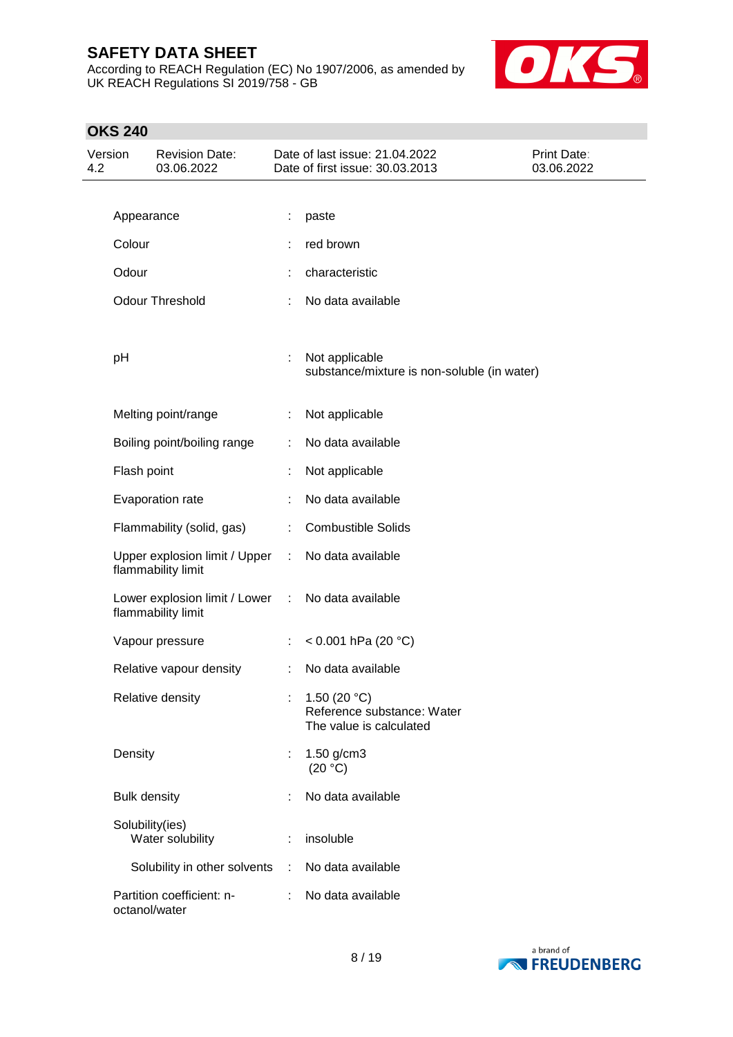| Property | | Value |
|---|---|---|
| Appearance | : | paste |
| Colour | : | red brown |
| Odour | : | characteristic |
| Odour Threshold | : | No data available |
| pH | : | Not applicable<br>substance/mixture is non-soluble (in water) |
| Melting point/range | : | Not applicable |
| Boiling point/boiling range | : | No data available |
| Flash point | : | Not applicable |
| Evaporation rate | : | No data available |
| Flammability (solid, gas) | : | Combustible Solids |
| Upper explosion limit / Upper flammability limit | : | No data available |
| Lower explosion limit / Lower flammability limit | : | No data available |
| Vapour pressure | : | < 0.001 hPa (20 °C) |
| Relative vapour density | : | No data available |
| Relative density | : | 1.50 (20 °C)<br>Reference substance: Water<br>The value is calculated |
| Density | : | 1.50 g/cm3<br>(20 °C) |
| Bulk density | : | No data available |
| Solubility(ies)<br>Water solubility | : | insoluble |
| Solubility in other solvents | : | No data available |
| Partition coefficient: n-octanol/water | : | No data available |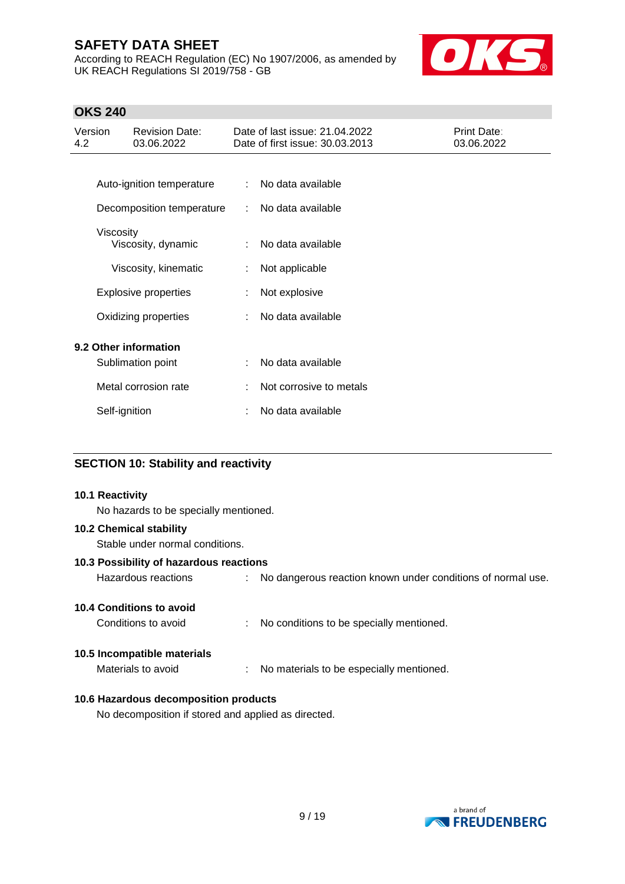| | | |
|---|---|---|
| Auto-ignition temperature | : | No data available |
| Decomposition temperature | : | No data available |
| Viscosity | | |
| Viscosity, dynamic | : | No data available |
| Viscosity, kinematic | : | Not applicable |
| Explosive properties | : | Not explosive |
| Oxidizing properties | : | No data available |

**9.2 Other information**

| | | |
|---|---|---|
| Sublimation point | : | No data available |
| Metal corrosion rate | : | Not corrosive to metals |
| Self-ignition | : | No data available |

## SECTION 10: Stability and reactivity

**10.1 Reactivity**

No hazards to be specially mentioned.

**10.2 Chemical stability**

Stable under normal conditions.

**10.3 Possibility of hazardous reactions**

Hazardous reactions : No dangerous reaction known under conditions of normal use.

**10.4 Conditions to avoid**

Conditions to avoid : No conditions to be specially mentioned.

**10.5 Incompatible materials**

Materials to avoid : No materials to be especially mentioned.

**10.6 Hazardous decomposition products**

No decomposition if stored and applied as directed.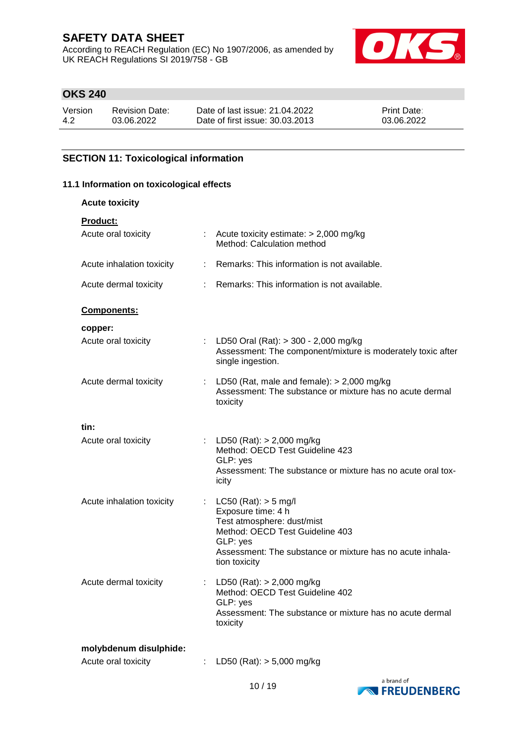## SECTION 11: Toxicological information

### 11.1 Information on toxicological effects

**Acute toxicity**

**Product:**

| | | |
|---|---|---|
| Acute oral toxicity | : | Acute toxicity estimate: > 2,000 mg/kg<br>Method: Calculation method |
| Acute inhalation toxicity | : | Remarks: This information is not available. |
| Acute dermal toxicity | : | Remarks: This information is not available. |

**Components:**

**copper:**

| | | |
|---|---|---|
| Acute oral toxicity | : | LD50 Oral (Rat): > 300 - 2,000 mg/kg<br>Assessment: The component/mixture is moderately toxic after single ingestion. |
| Acute dermal toxicity | : | LD50 (Rat, male and female): > 2,000 mg/kg<br>Assessment: The substance or mixture has no acute dermal toxicity |

**tin:**

| | | |
|---|---|---|
| Acute oral toxicity | : | LD50 (Rat): > 2,000 mg/kg<br>Method: OECD Test Guideline 423<br>GLP: yes<br>Assessment: The substance or mixture has no acute oral toxicity |
| Acute inhalation toxicity | : | LC50 (Rat): > 5 mg/l<br>Exposure time: 4 h<br>Test atmosphere: dust/mist<br>Method: OECD Test Guideline 403<br>GLP: yes<br>Assessment: The substance or mixture has no acute inhalation toxicity |
| Acute dermal toxicity | : | LD50 (Rat): > 2,000 mg/kg<br>Method: OECD Test Guideline 402<br>GLP: yes<br>Assessment: The substance or mixture has no acute dermal toxicity |

**molybdenum disulphide:**

| | | |
|---|---|---|
| Acute oral toxicity | : | LD50 (Rat): > 5,000 mg/kg |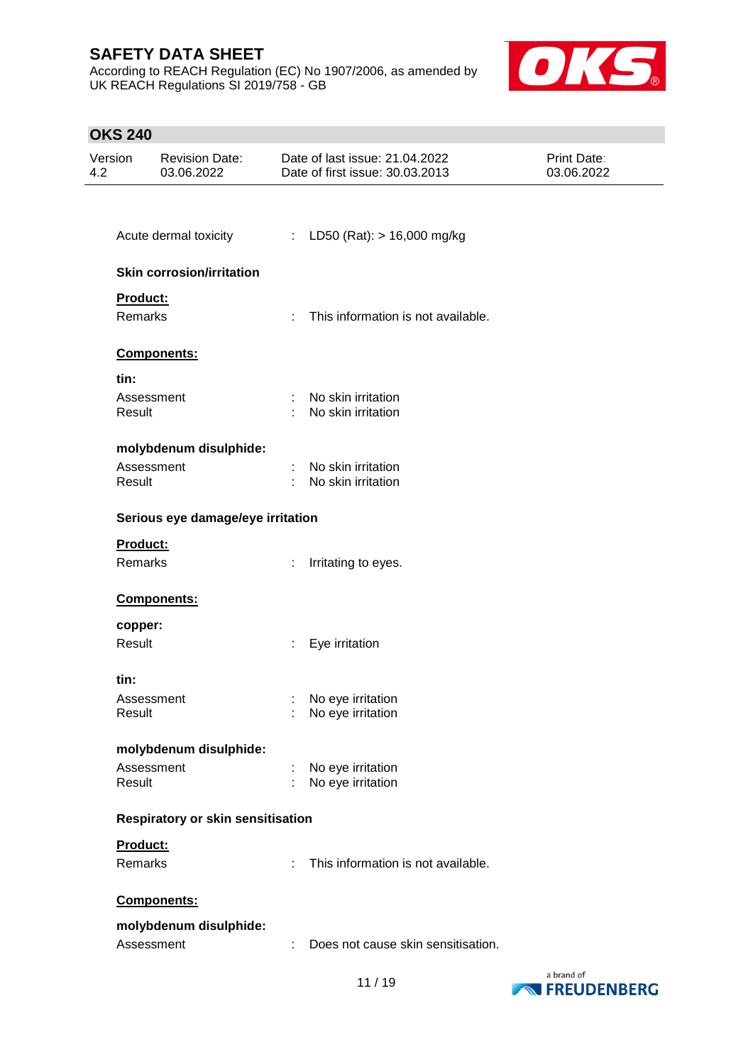Acute dermal toxicity : LD50 (Rat): > 16,000 mg/kg

**Skin corrosion/irritation**

**Product:**

Remarks : This information is not available.

**Components:**

**tin:**

Assessment : No skin irritation
Result : No skin irritation

**molybdenum disulphide:**

Assessment : No skin irritation
Result : No skin irritation

**Serious eye damage/eye irritation**

**Product:**

Remarks : Irritating to eyes.

**Components:**

**copper:**

Result : Eye irritation

**tin:**

Assessment : No eye irritation
Result : No eye irritation

**molybdenum disulphide:**

Assessment : No eye irritation
Result : No eye irritation

**Respiratory or skin sensitisation**

**Product:**

Remarks : This information is not available.

**Components:**

**molybdenum disulphide:**

Assessment : Does not cause skin sensitisation.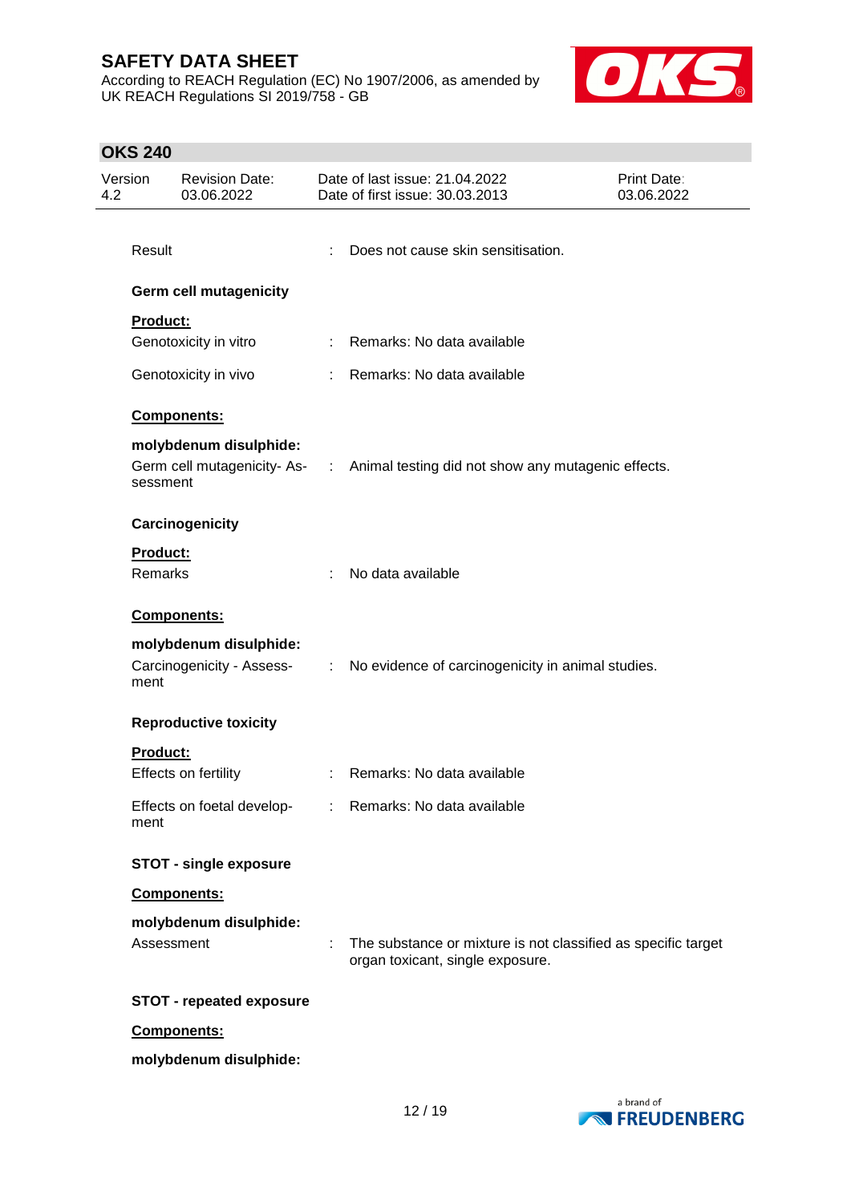Result : Does not cause skin sensitisation.

**Germ cell mutagenicity**

**Product:**

Genotoxicity in vitro : Remarks: No data available

Genotoxicity in vivo : Remarks: No data available

**Components:**

**molybdenum disulphide:**

Germ cell mutagenicity- Assessment : Animal testing did not show any mutagenic effects.

**Carcinogenicity**

**Product:**

Remarks : No data available

**Components:**

**molybdenum disulphide:**

Carcinogenicity - Assessment : No evidence of carcinogenicity in animal studies.

**Reproductive toxicity**

**Product:**

Effects on fertility : Remarks: No data available

Effects on foetal development : Remarks: No data available

**STOT - single exposure**

**Components:**

**molybdenum disulphide:**

Assessment : The substance or mixture is not classified as specific target organ toxicant, single exposure.

**STOT - repeated exposure**

**Components:**

**molybdenum disulphide:**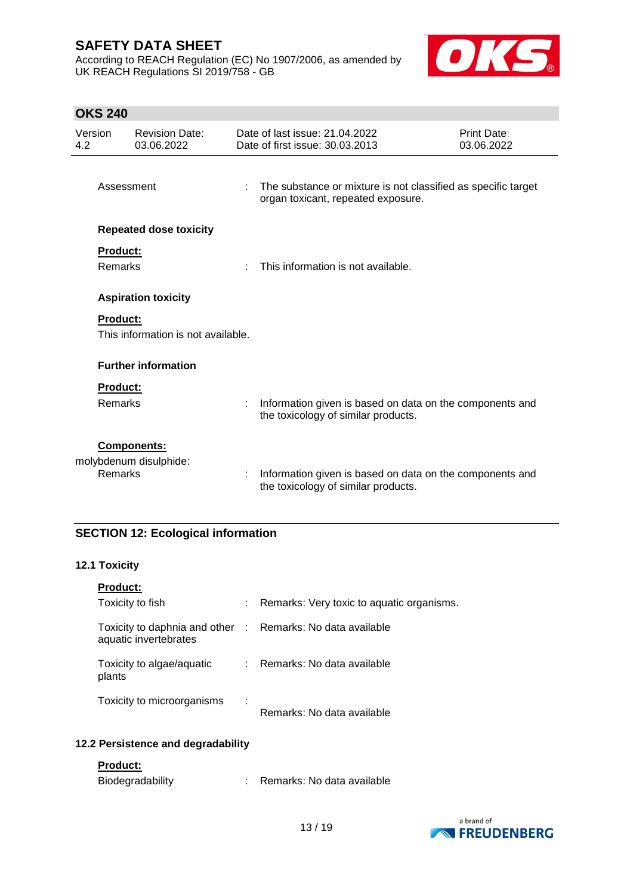Assessment : The substance or mixture is not classified as specific target organ toxicant, repeated exposure.

**Repeated dose toxicity**

**Product:**

Remarks : This information is not available.

**Aspiration toxicity**

**Product:**

This information is not available.

**Further information**

**Product:**

Remarks : Information given is based on data on the components and the toxicology of similar products.

**Components:**

molybdenum disulphide:

Remarks : Information given is based on data on the components and the toxicology of similar products.

## SECTION 12: Ecological information

### 12.1 Toxicity

**Product:**

Toxicity to fish : Remarks: Very toxic to aquatic organisms.

Toxicity to daphnia and other aquatic invertebrates : Remarks: No data available

Toxicity to algae/aquatic plants : Remarks: No data available

Toxicity to microorganisms : Remarks: No data available

### 12.2 Persistence and degradability

**Product:**

Biodegradability : Remarks: No data available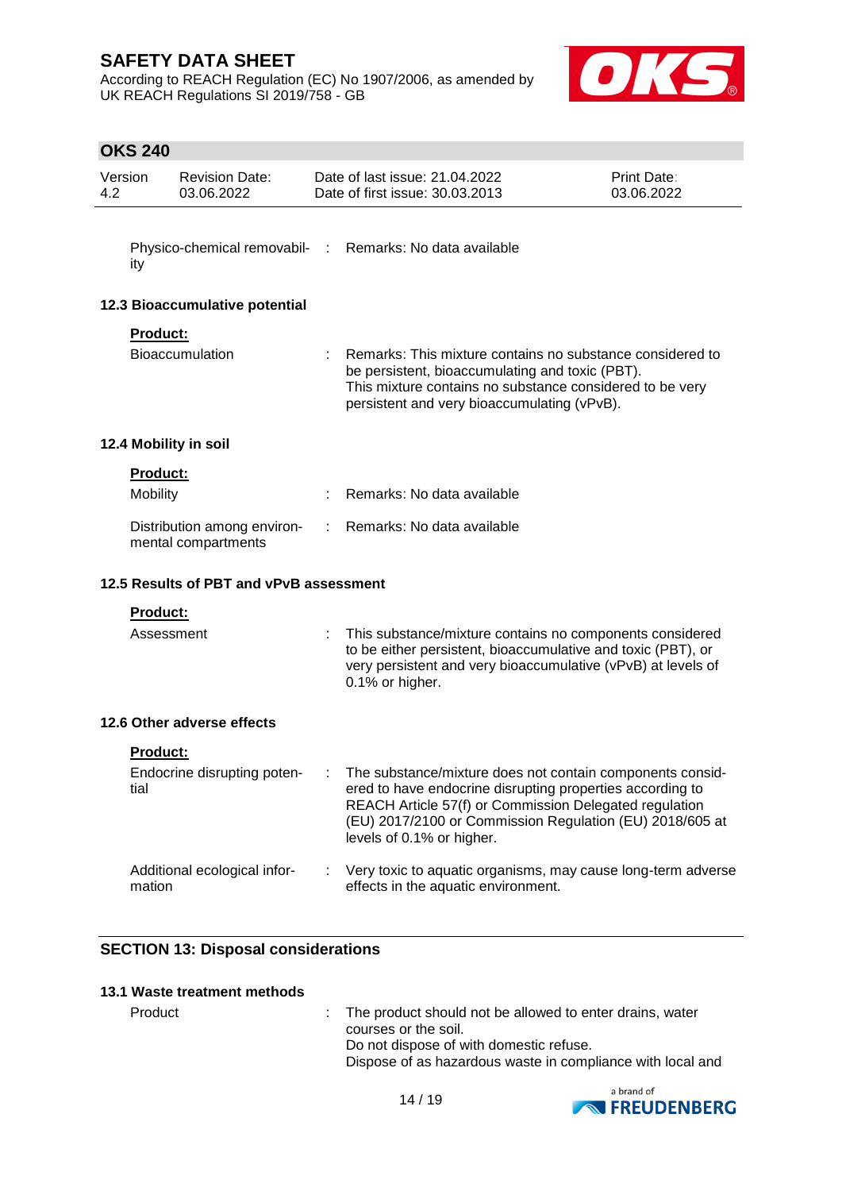Physico-chemical removability : Remarks: No data available

### 12.3 Bioaccumulative potential

**Product:**

Bioaccumulation : Remarks: This mixture contains no substance considered to be persistent, bioaccumulating and toxic (PBT).
This mixture contains no substance considered to be very persistent and very bioaccumulating (vPvB).

### 12.4 Mobility in soil

**Product:**

Mobility : Remarks: No data available

Distribution among environmental compartments : Remarks: No data available

### 12.5 Results of PBT and vPvB assessment

**Product:**

Assessment : This substance/mixture contains no components considered to be either persistent, bioaccumulative and toxic (PBT), or very persistent and very bioaccumulative (vPvB) at levels of 0.1% or higher.

### 12.6 Other adverse effects

**Product:**

Endocrine disrupting potential : The substance/mixture does not contain components considered to have endocrine disrupting properties according to REACH Article 57(f) or Commission Delegated regulation (EU) 2017/2100 or Commission Regulation (EU) 2018/605 at levels of 0.1% or higher.

Additional ecological information : Very toxic to aquatic organisms, may cause long-term adverse effects in the aquatic environment.

## SECTION 13: Disposal considerations

### 13.1 Waste treatment methods

Product : The product should not be allowed to enter drains, water courses or the soil.
Do not dispose of with domestic refuse.
Dispose of as hazardous waste in compliance with local and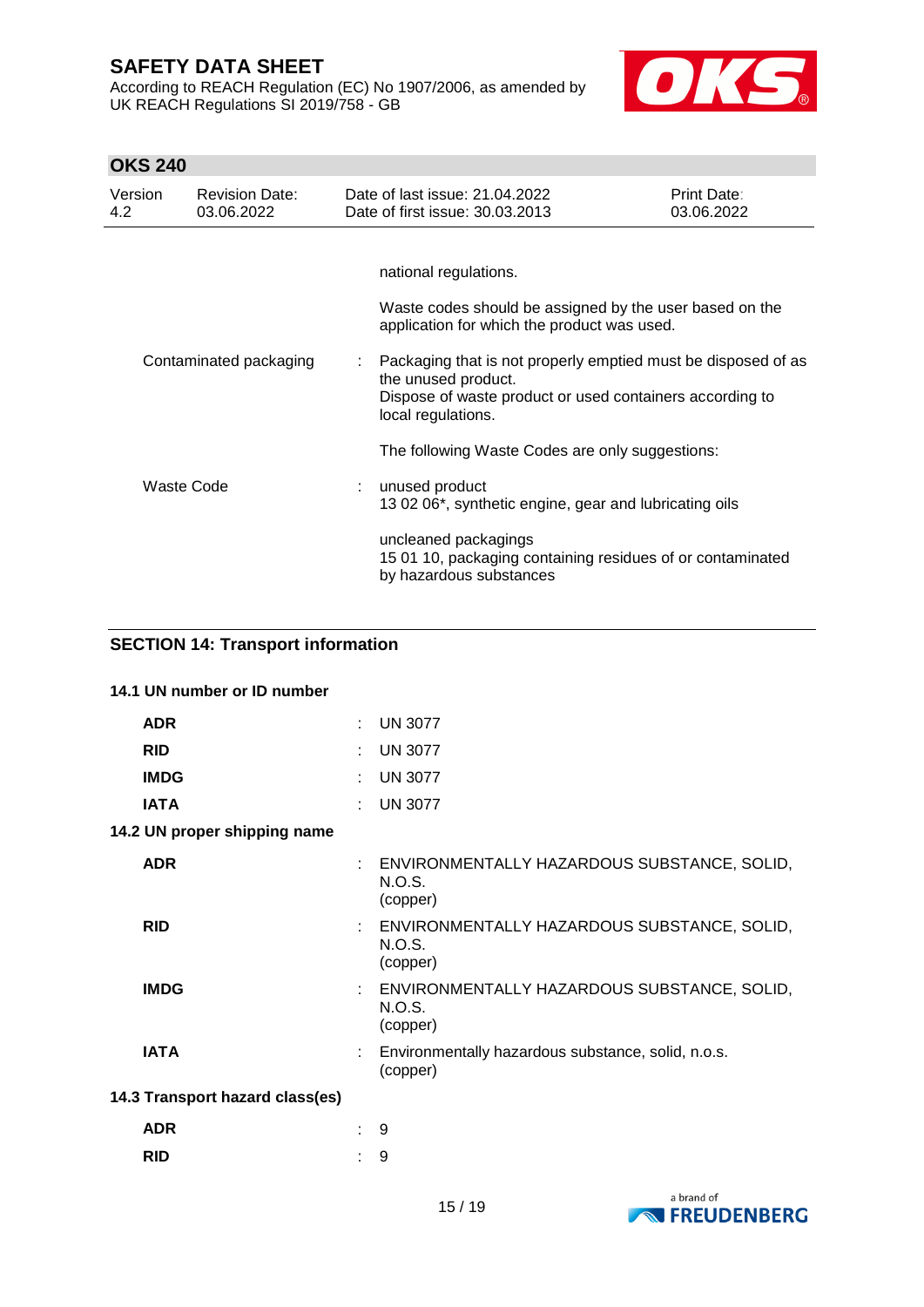national regulations.

Waste codes should be assigned by the user based on the application for which the product was used.

| | | |
|---|---|---|
| Contaminated packaging | : | Packaging that is not properly emptied must be disposed of as the unused product.<br>Dispose of waste product or used containers according to local regulations.<br><br>The following Waste Codes are only suggestions: |
| Waste Code | : | unused product<br>13 02 06*, synthetic engine, gear and lubricating oils<br><br>uncleaned packagings<br>15 01 10, packaging containing residues of or contaminated by hazardous substances |

## SECTION 14: Transport information

### 14.1 UN number or ID number

| | | |
|---|---|---|
| **ADR** | : | UN 3077 |
| **RID** | : | UN 3077 |
| **IMDG** | : | UN 3077 |
| **IATA** | : | UN 3077 |

### 14.2 UN proper shipping name

| | | |
|---|---|---|
| **ADR** | : | ENVIRONMENTALLY HAZARDOUS SUBSTANCE, SOLID, N.O.S.<br>(copper) |
| **RID** | : | ENVIRONMENTALLY HAZARDOUS SUBSTANCE, SOLID, N.O.S.<br>(copper) |
| **IMDG** | : | ENVIRONMENTALLY HAZARDOUS SUBSTANCE, SOLID, N.O.S.<br>(copper) |
| **IATA** | : | Environmentally hazardous substance, solid, n.o.s.<br>(copper) |

### 14.3 Transport hazard class(es)

| | | |
|---|---|---|
| **ADR** | : | 9 |
| **RID** | : | 9 |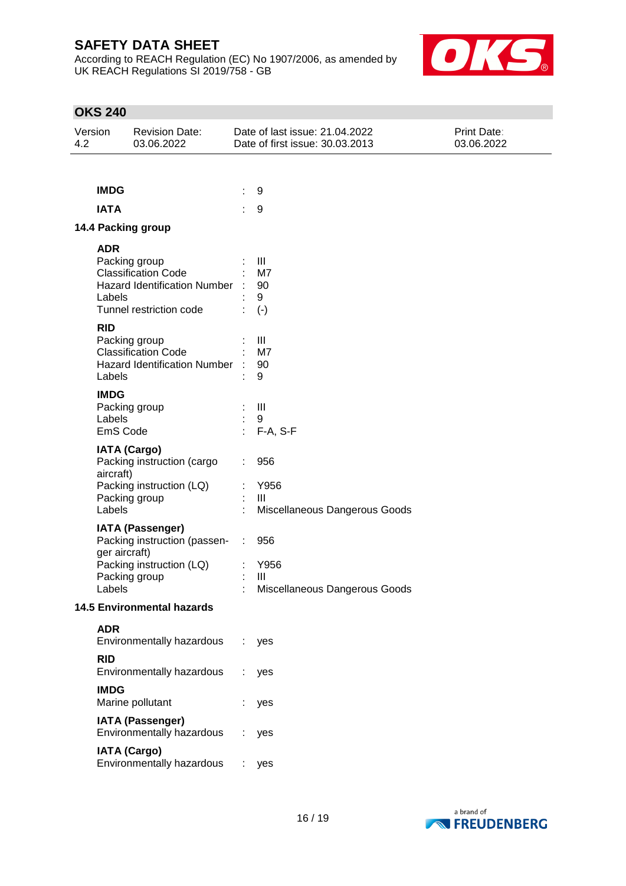**IMDG** : 9

**IATA** : 9

### 14.4 Packing group

**ADR**

| | | |
|---|---|---|
| Packing group | : | III |
| Classification Code | : | M7 |
| Hazard Identification Number | : | 90 |
| Labels | : | 9 |
| Tunnel restriction code | : | (-) |

**RID**

| | | |
|---|---|---|
| Packing group | : | III |
| Classification Code | : | M7 |
| Hazard Identification Number | : | 90 |
| Labels | : | 9 |

**IMDG**

| | | |
|---|---|---|
| Packing group | : | III |
| Labels | : | 9 |
| EmS Code | : | F-A, S-F |

**IATA (Cargo)**

| | | |
|---|---|---|
| Packing instruction (cargo aircraft) | : | 956 |
| Packing instruction (LQ) | : | Y956 |
| Packing group | : | III |
| Labels | : | Miscellaneous Dangerous Goods |

**IATA (Passenger)**

| | | |
|---|---|---|
| Packing instruction (passenger aircraft) | : | 956 |
| Packing instruction (LQ) | : | Y956 |
| Packing group | : | III |
| Labels | : | Miscellaneous Dangerous Goods |

### 14.5 Environmental hazards

**ADR**

Environmentally hazardous : yes

**RID**

Environmentally hazardous : yes

**IMDG**

Marine pollutant : yes

**IATA (Passenger)**

Environmentally hazardous : yes

**IATA (Cargo)**

Environmentally hazardous : yes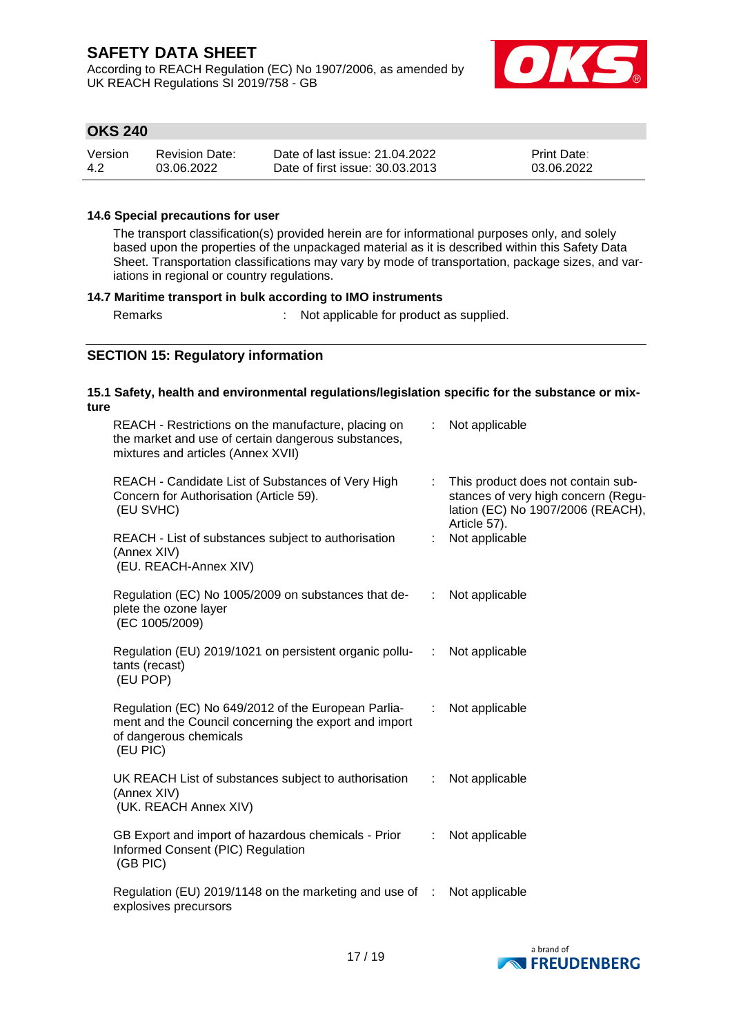#### 14.6 Special precautions for user

The transport classification(s) provided herein are for informational purposes only, and solely based upon the properties of the unpackaged material as it is described within this Safety Data Sheet. Transportation classifications may vary by mode of transportation, package sizes, and variations in regional or country regulations.

#### 14.7 Maritime transport in bulk according to IMO instruments

| | | |
|---|---|---|
| Remarks | : | Not applicable for product as supplied. |

## SECTION 15: Regulatory information

#### 15.1 Safety, health and environmental regulations/legislation specific for the substance or mixture

| | | |
|---|---|---|
| REACH - Restrictions on the manufacture, placing on the market and use of certain dangerous substances, mixtures and articles (Annex XVII) | : | Not applicable |
| REACH - Candidate List of Substances of Very High Concern for Authorisation (Article 59). (EU SVHC) | : | This product does not contain substances of very high concern (Regulation (EC) No 1907/2006 (REACH), Article 57). |
| REACH - List of substances subject to authorisation (Annex XIV) (EU. REACH-Annex XIV) | : | Not applicable |
| Regulation (EC) No 1005/2009 on substances that deplete the ozone layer (EC 1005/2009) | : | Not applicable |
| Regulation (EU) 2019/1021 on persistent organic pollutants (recast) (EU POP) | : | Not applicable |
| Regulation (EC) No 649/2012 of the European Parliament and the Council concerning the export and import of dangerous chemicals (EU PIC) | : | Not applicable |
| UK REACH List of substances subject to authorisation (Annex XIV) (UK. REACH Annex XIV) | : | Not applicable |
| GB Export and import of hazardous chemicals - Prior Informed Consent (PIC) Regulation (GB PIC) | : | Not applicable |
| Regulation (EU) 2019/1148 on the marketing and use of explosives precursors | : | Not applicable |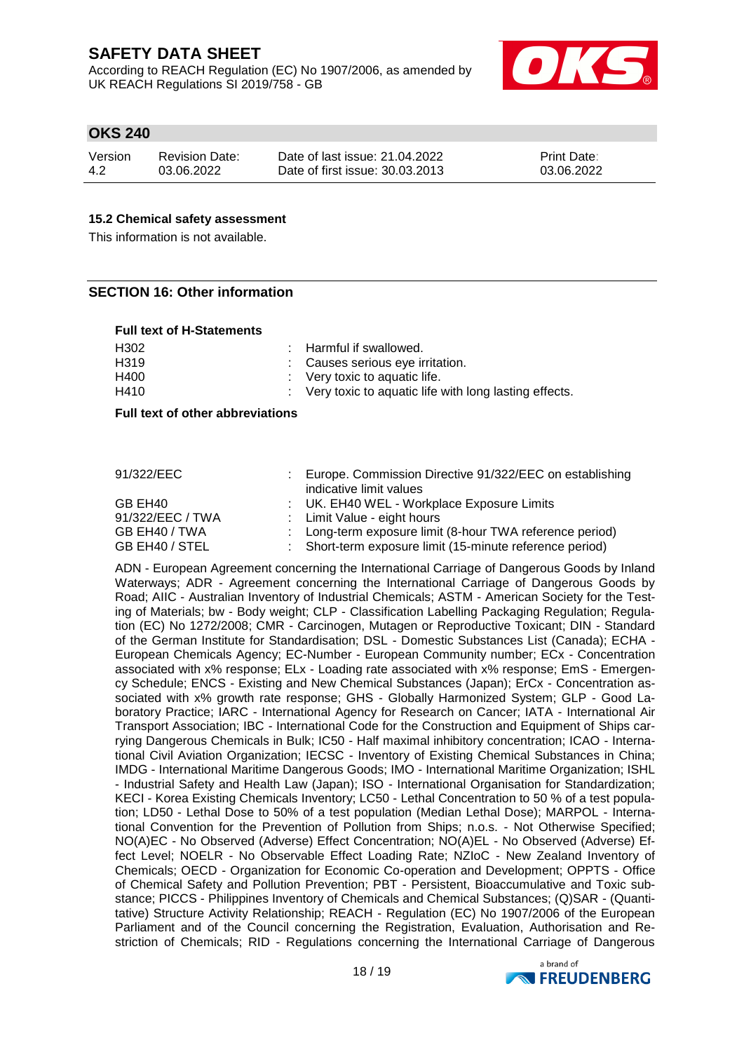### 15.2 Chemical safety assessment

This information is not available.

## SECTION 16: Other information

**Full text of H-Statements**

| | |
|---|---|
| H302 | : Harmful if swallowed. |
| H319 | : Causes serious eye irritation. |
| H400 | : Very toxic to aquatic life. |
| H410 | : Very toxic to aquatic life with long lasting effects. |

**Full text of other abbreviations**

| | |
|---|---|
| 91/322/EEC | : Europe. Commission Directive 91/322/EEC on establishing indicative limit values |
| GB EH40 | : UK. EH40 WEL - Workplace Exposure Limits |
| 91/322/EEC / TWA | : Limit Value - eight hours |
| GB EH40 / TWA | : Long-term exposure limit (8-hour TWA reference period) |
| GB EH40 / STEL | : Short-term exposure limit (15-minute reference period) |

ADN - European Agreement concerning the International Carriage of Dangerous Goods by Inland Waterways; ADR - Agreement concerning the International Carriage of Dangerous Goods by Road; AIIC - Australian Inventory of Industrial Chemicals; ASTM - American Society for the Testing of Materials; bw - Body weight; CLP - Classification Labelling Packaging Regulation; Regulation (EC) No 1272/2008; CMR - Carcinogen, Mutagen or Reproductive Toxicant; DIN - Standard of the German Institute for Standardisation; DSL - Domestic Substances List (Canada); ECHA - European Chemicals Agency; EC-Number - European Community number; ECx - Concentration associated with x% response; ELx - Loading rate associated with x% response; EmS - Emergency Schedule; ENCS - Existing and New Chemical Substances (Japan); ErCx - Concentration associated with x% growth rate response; GHS - Globally Harmonized System; GLP - Good Laboratory Practice; IARC - International Agency for Research on Cancer; IATA - International Air Transport Association; IBC - International Code for the Construction and Equipment of Ships carrying Dangerous Chemicals in Bulk; IC50 - Half maximal inhibitory concentration; ICAO - International Civil Aviation Organization; IECSC - Inventory of Existing Chemical Substances in China; IMDG - International Maritime Dangerous Goods; IMO - International Maritime Organization; ISHL - Industrial Safety and Health Law (Japan); ISO - International Organisation for Standardization; KECI - Korea Existing Chemicals Inventory; LC50 - Lethal Concentration to 50 % of a test population; LD50 - Lethal Dose to 50% of a test population (Median Lethal Dose); MARPOL - International Convention for the Prevention of Pollution from Ships; n.o.s. - Not Otherwise Specified; NO(A)EC - No Observed (Adverse) Effect Concentration; NO(A)EL - No Observed (Adverse) Effect Level; NOELR - No Observable Effect Loading Rate; NZIoC - New Zealand Inventory of Chemicals; OECD - Organization for Economic Co-operation and Development; OPPTS - Office of Chemical Safety and Pollution Prevention; PBT - Persistent, Bioaccumulative and Toxic substance; PICCS - Philippines Inventory of Chemicals and Chemical Substances; (Q)SAR - (Quantitative) Structure Activity Relationship; REACH - Regulation (EC) No 1907/2006 of the European Parliament and of the Council concerning the Registration, Evaluation, Authorisation and Restriction of Chemicals; RID - Regulations concerning the International Carriage of Dangerous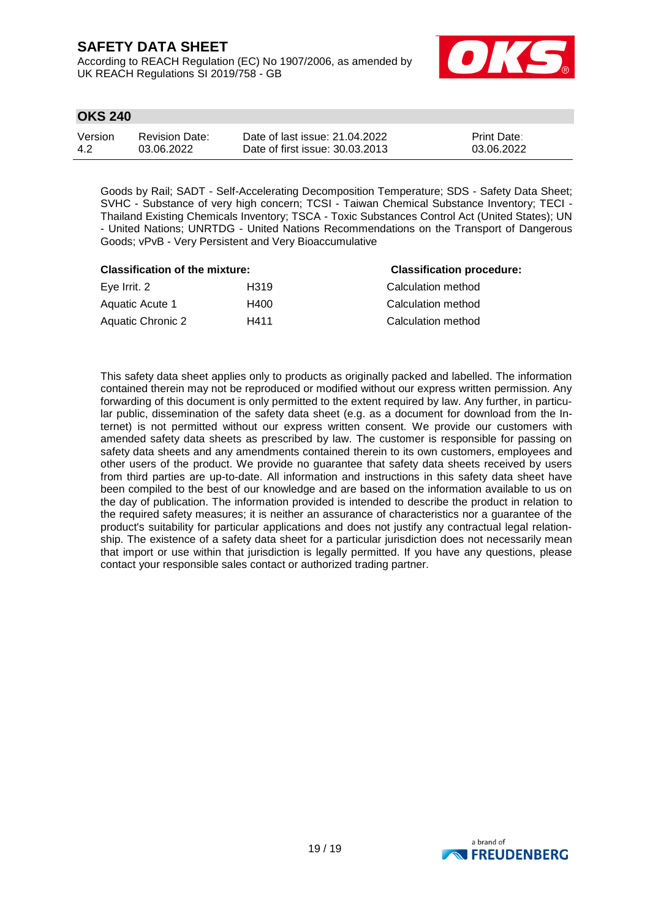Goods by Rail; SADT - Self-Accelerating Decomposition Temperature; SDS - Safety Data Sheet; SVHC - Substance of very high concern; TCSI - Taiwan Chemical Substance Inventory; TECI - Thailand Existing Chemicals Inventory; TSCA - Toxic Substances Control Act (United States); UN - United Nations; UNRTDG - United Nations Recommendations on the Transport of Dangerous Goods; vPvB - Very Persistent and Very Bioaccumulative

| **Classification of the mixture:** | | **Classification procedure:** |
|---|---|---|
| Eye Irrit. 2 | H319 | Calculation method |
| Aquatic Acute 1 | H400 | Calculation method |
| Aquatic Chronic 2 | H411 | Calculation method |

This safety data sheet applies only to products as originally packed and labelled. The information contained therein may not be reproduced or modified without our express written permission. Any forwarding of this document is only permitted to the extent required by law. Any further, in particular public, dissemination of the safety data sheet (e.g. as a document for download from the Internet) is not permitted without our express written consent. We provide our customers with amended safety data sheets as prescribed by law. The customer is responsible for passing on safety data sheets and any amendments contained therein to its own customers, employees and other users of the product. We provide no guarantee that safety data sheets received by users from third parties are up-to-date. All information and instructions in this safety data sheet have been compiled to the best of our knowledge and are based on the information available to us on the day of publication. The information provided is intended to describe the product in relation to the required safety measures; it is neither an assurance of characteristics nor a guarantee of the product's suitability for particular applications and does not justify any contractual legal relationship. The existence of a safety data sheet for a particular jurisdiction does not necessarily mean that import or use within that jurisdiction is legally permitted. If you have any questions, please contact your responsible sales contact or authorized trading partner.